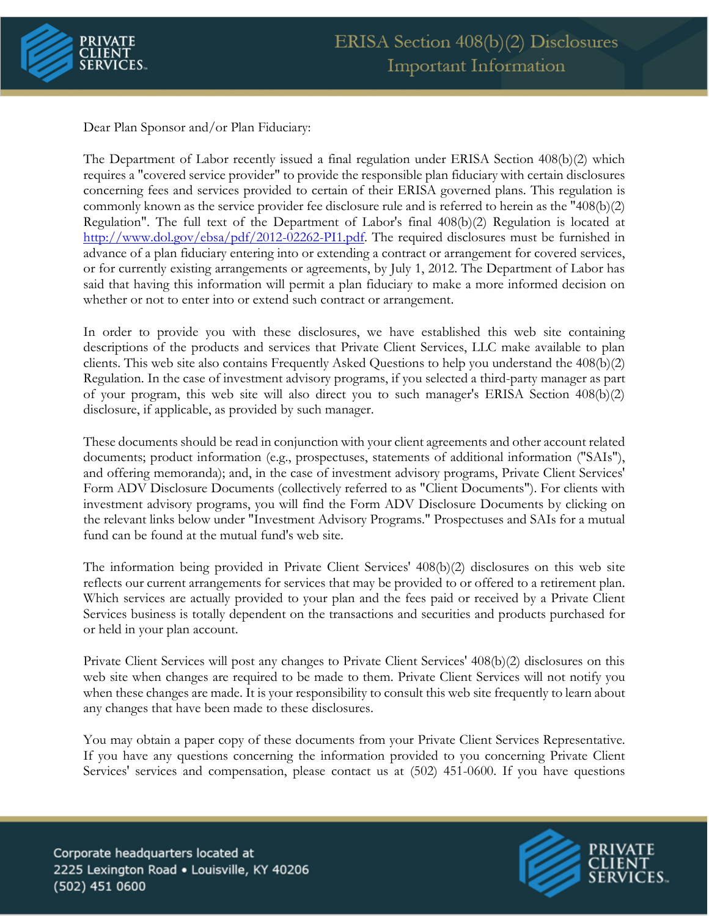# ERISA Section 408(b)(2) Disclosures
## Important Information

Dear Plan Sponsor and/or Plan Fiduciary:

The Department of Labor recently issued a final regulation under ERISA Section 408(b)(2) which requires a "covered service provider" to provide the responsible plan fiduciary with certain disclosures concerning fees and services provided to certain of their ERISA governed plans. This regulation is commonly known as the service provider fee disclosure rule and is referred to herein as the "408(b)(2) Regulation". The full text of the Department of Labor's final 408(b)(2) Regulation is located at http://www.dol.gov/ebsa/pdf/2012-02262-PI1.pdf. The required disclosures must be furnished in advance of a plan fiduciary entering into or extending a contract or arrangement for covered services, or for currently existing arrangements or agreements, by July 1, 2012. The Department of Labor has said that having this information will permit a plan fiduciary to make a more informed decision on whether or not to enter into or extend such contract or arrangement.

In order to provide you with these disclosures, we have established this web site containing descriptions of the products and services that Private Client Services, LLC make available to plan clients. This web site also contains Frequently Asked Questions to help you understand the 408(b)(2) Regulation. In the case of investment advisory programs, if you selected a third-party manager as part of your program, this web site will also direct you to such manager's ERISA Section 408(b)(2) disclosure, if applicable, as provided by such manager.

These documents should be read in conjunction with your client agreements and other account related documents; product information (e.g., prospectuses, statements of additional information ("SAIs"), and offering memoranda); and, in the case of investment advisory programs, Private Client Services' Form ADV Disclosure Documents (collectively referred to as "Client Documents"). For clients with investment advisory programs, you will find the Form ADV Disclosure Documents by clicking on the relevant links below under "Investment Advisory Programs." Prospectuses and SAIs for a mutual fund can be found at the mutual fund's web site.

The information being provided in Private Client Services' 408(b)(2) disclosures on this web site reflects our current arrangements for services that may be provided to or offered to a retirement plan. Which services are actually provided to your plan and the fees paid or received by a Private Client Services business is totally dependent on the transactions and securities and products purchased for or held in your plan account.

Private Client Services will post any changes to Private Client Services' 408(b)(2) disclosures on this web site when changes are required to be made to them. Private Client Services will not notify you when these changes are made. It is your responsibility to consult this web site frequently to learn about any changes that have been made to these disclosures.

You may obtain a paper copy of these documents from your Private Client Services Representative. If you have any questions concerning the information provided to you concerning Private Client Services' services and compensation, please contact us at (502) 451-0600. If you have questions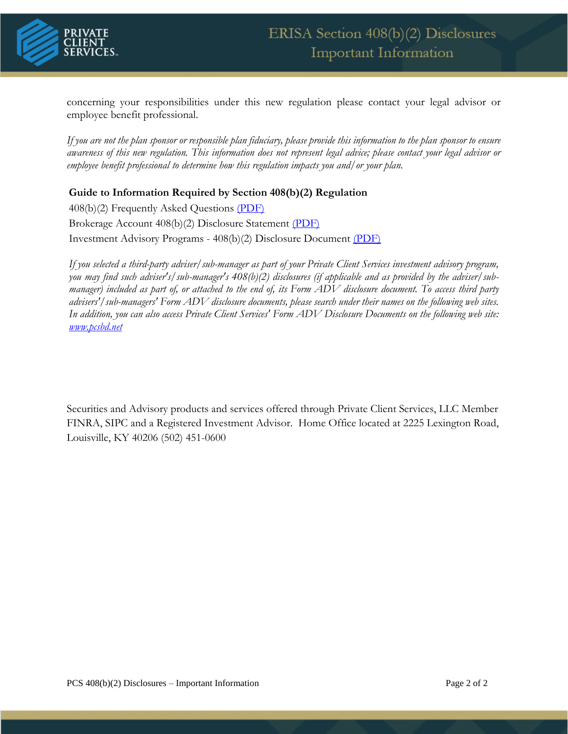concerning your responsibilities under this new regulation please contact your legal advisor or employee benefit professional.

*If you are not the plan sponsor or responsible plan fiduciary, please provide this information to the plan sponsor to ensure awareness of this new regulation. This information does not represent legal advice; please contact your legal advisor or employee benefit professional to determine how this regulation impacts you and/or your plan.*

**Guide to Information Required by Section 408(b)(2) Regulation**

408(b)(2) Frequently Asked Questions (PDF)

Brokerage Account 408(b)(2) Disclosure Statement (PDF)

Investment Advisory Programs - 408(b)(2) Disclosure Document (PDF)

*If you selected a third-party adviser/sub-manager as part of your Private Client Services investment advisory program, you may find such adviser's/sub-manager's 408(b)(2) disclosures (if applicable and as provided by the adviser/sub-manager) included as part of, or attached to the end of, its Form ADV disclosure document. To access third party advisers'/sub-managers' Form ADV disclosure documents, please search under their names on the following web sites. In addition, you can also access Private Client Services' Form ADV Disclosure Documents on the following web site: www.pcsbd.net*

Securities and Advisory products and services offered through Private Client Services, LLC Member FINRA, SIPC and a Registered Investment Advisor. Home Office located at 2225 Lexington Road, Louisville, KY 40206 (502) 451-0600